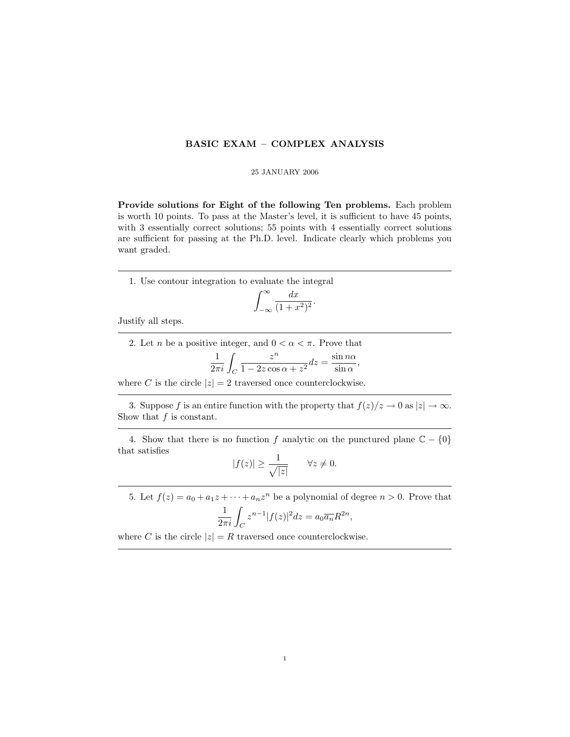# BASIC EXAM – COMPLEX ANALYSIS

25 JANUARY 2006

**Provide solutions for Eight of the following Ten problems.** Each problem is worth 10 points. To pass at the Master's level, it is sufficient to have 45 points, with 3 essentially correct solutions; 55 points with 4 essentially correct solutions are sufficient for passing at the Ph.D. level. Indicate clearly which problems you want graded.

---

1. Use contour integration to evaluate the integral

$$\int_{-\infty}^{\infty} \frac{dx}{(1+x^2)^2}.$$

Justify all steps.

---

2. Let $n$ be a positive integer, and $0 < \alpha < \pi$. Prove that

$$\frac{1}{2\pi i} \int_C \frac{z^n}{1 - 2z\cos\alpha + z^2} dz = \frac{\sin n\alpha}{\sin \alpha},$$

where $C$ is the circle $|z| = 2$ traversed once counterclockwise.

---

3. Suppose $f$ is an entire function with the property that $f(z)/z \to 0$ as $|z| \to \infty$. Show that $f$ is constant.

---

4. Show that there is no function $f$ analytic on the punctured plane $\mathbb{C} - \{0\}$ that satisfies

$$|f(z)| \geq \frac{1}{\sqrt{|z|}} \qquad \forall z \neq 0.$$

---

5. Let $f(z) = a_0 + a_1 z + \cdots + a_n z^n$ be a polynomial of degree $n > 0$. Prove that

$$\frac{1}{2\pi i} \int_C z^{n-1} |f(z)|^2 dz = a_0 \overline{a_n} R^{2n},$$

where $C$ is the circle $|z| = R$ traversed once counterclockwise.

---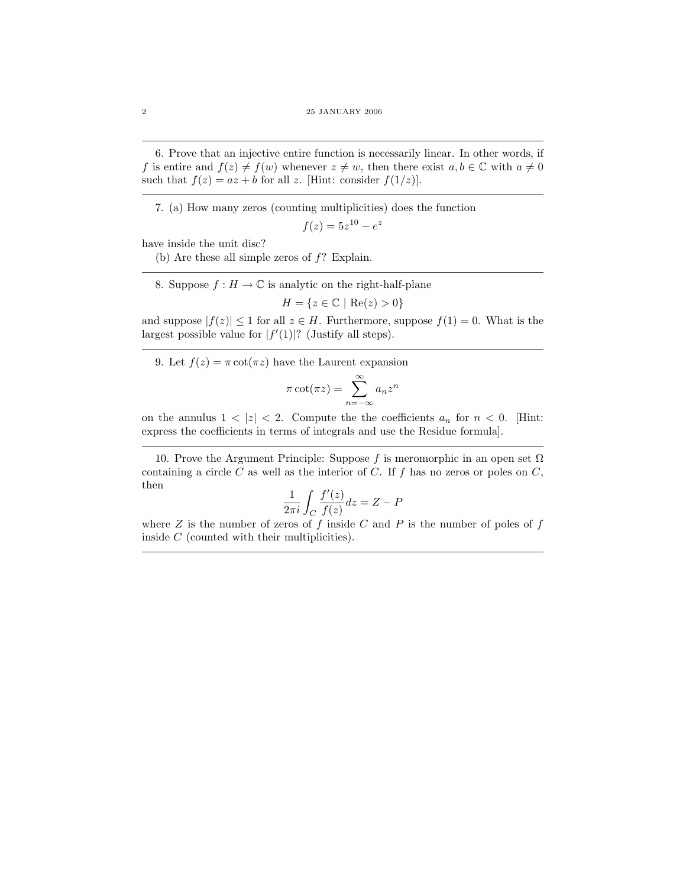6. Prove that an injective entire function is necessarily linear. In other words, if $f$ is entire and $f(z) \neq f(w)$ whenever $z \neq w$, then there exist $a, b \in \mathbb{C}$ with $a \neq 0$ such that $f(z) = az + b$ for all $z$. [Hint: consider $f(1/z)$].

---

7. (a) How many zeros (counting multiplicities) does the function

$$f(z) = 5z^{10} - e^z$$

have inside the unit disc?

(b) Are these all simple zeros of $f$? Explain.

---

8. Suppose $f : H \to \mathbb{C}$ is analytic on the right-half-plane

$$H = \{z \in \mathbb{C} \mid \operatorname{Re}(z) > 0\}$$

and suppose $|f(z)| \leq 1$ for all $z \in H$. Furthermore, suppose $f(1) = 0$. What is the largest possible value for $|f'(1)|$? (Justify all steps).

---

9. Let $f(z) = \pi \cot(\pi z)$ have the Laurent expansion

$$\pi \cot(\pi z) = \sum_{n=-\infty}^{\infty} a_n z^n$$

on the annulus $1 < |z| < 2$. Compute the the coefficients $a_n$ for $n < 0$. [Hint: express the coefficients in terms of integrals and use the Residue formula].

---

10. Prove the Argument Principle: Suppose $f$ is meromorphic in an open set $\Omega$ containing a circle $C$ as well as the interior of $C$. If $f$ has no zeros or poles on $C$, then

$$\frac{1}{2\pi i} \int_C \frac{f'(z)}{f(z)} dz = Z - P$$

where $Z$ is the number of zeros of $f$ inside $C$ and $P$ is the number of poles of $f$ inside $C$ (counted with their multiplicities).